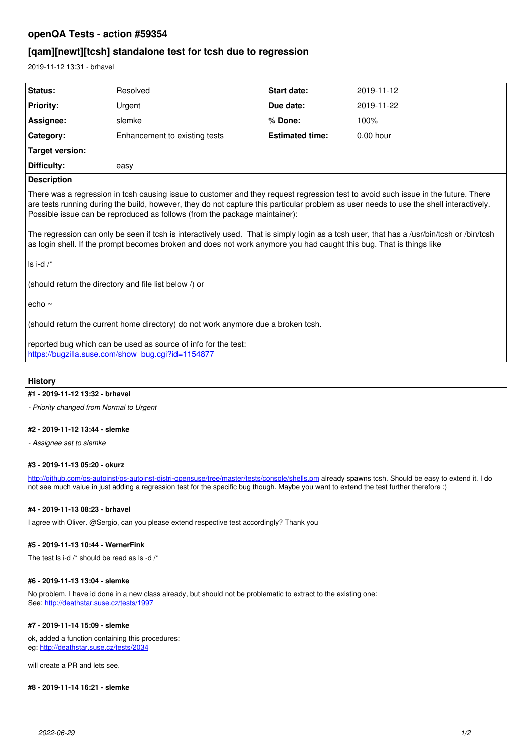# openQA Tests - action #59354

## [qam][newt][tcsh] standalone test for tcsh due to regression

2019-11-12 13:31 - brhavel

| Status: | Resolved | Start date: | 2019-11-12 |
|---|---|---|---|
| Priority: | Urgent | Due date: | 2019-11-22 |
| Assignee: | slemke | % Done: | 100% |
| Category: | Enhancement to existing tests | Estimated time: | 0.00 hour |
| Target version: | | | |
| Difficulty: | easy | | |

### Description

There was a regression in tcsh causing issue to customer and they request regression test to avoid such issue in the future. There are tests running during the build, however, they do not capture this particular problem as user needs to use the shell interactively. Possible issue can be reproduced as follows (from the package maintainer):

The regression can only be seen if tcsh is interactively used.  That is simply login as a tcsh user, that has a /usr/bin/tcsh or /bin/tcsh as login shell. If the prompt becomes broken and does not work anymore you had caught this bug. That is things like

ls i-d /*

(should return the directory and file list below /) or

echo ~

(should return the current home directory) do not work anymore due a broken tcsh.

reported bug which can be used as source of info for the test:
https://bugzilla.suse.com/show_bug.cgi?id=1154877

### History

#### #1 - 2019-11-12 13:32 - brhavel

*- Priority changed from Normal to Urgent*

#### #2 - 2019-11-12 13:44 - slemke

*- Assignee set to slemke*

#### #3 - 2019-11-13 05:20 - okurz

http://github.com/os-autoinst/os-autoinst-distri-opensuse/tree/master/tests/console/shells.pm already spawns tcsh. Should be easy to extend it. I do not see much value in just adding a regression test for the specific bug though. Maybe you want to extend the test further therefore :)

#### #4 - 2019-11-13 08:23 - brhavel

I agree with Oliver. @Sergio, can you please extend respective test accordingly? Thank you

#### #5 - 2019-11-13 10:44 - WernerFink

The test ls i-d /* should be read as ls -d /*

#### #6 - 2019-11-13 13:04 - slemke

No problem, I have id done in a new class already, but should not be problematic to extract to the existing one:
See: http://deathstar.suse.cz/tests/1997

#### #7 - 2019-11-14 15:09 - slemke

ok, added a function containing this procedures:
eg: http://deathstar.suse.cz/tests/2034

will create a PR and lets see.

#### #8 - 2019-11-14 16:21 - slemke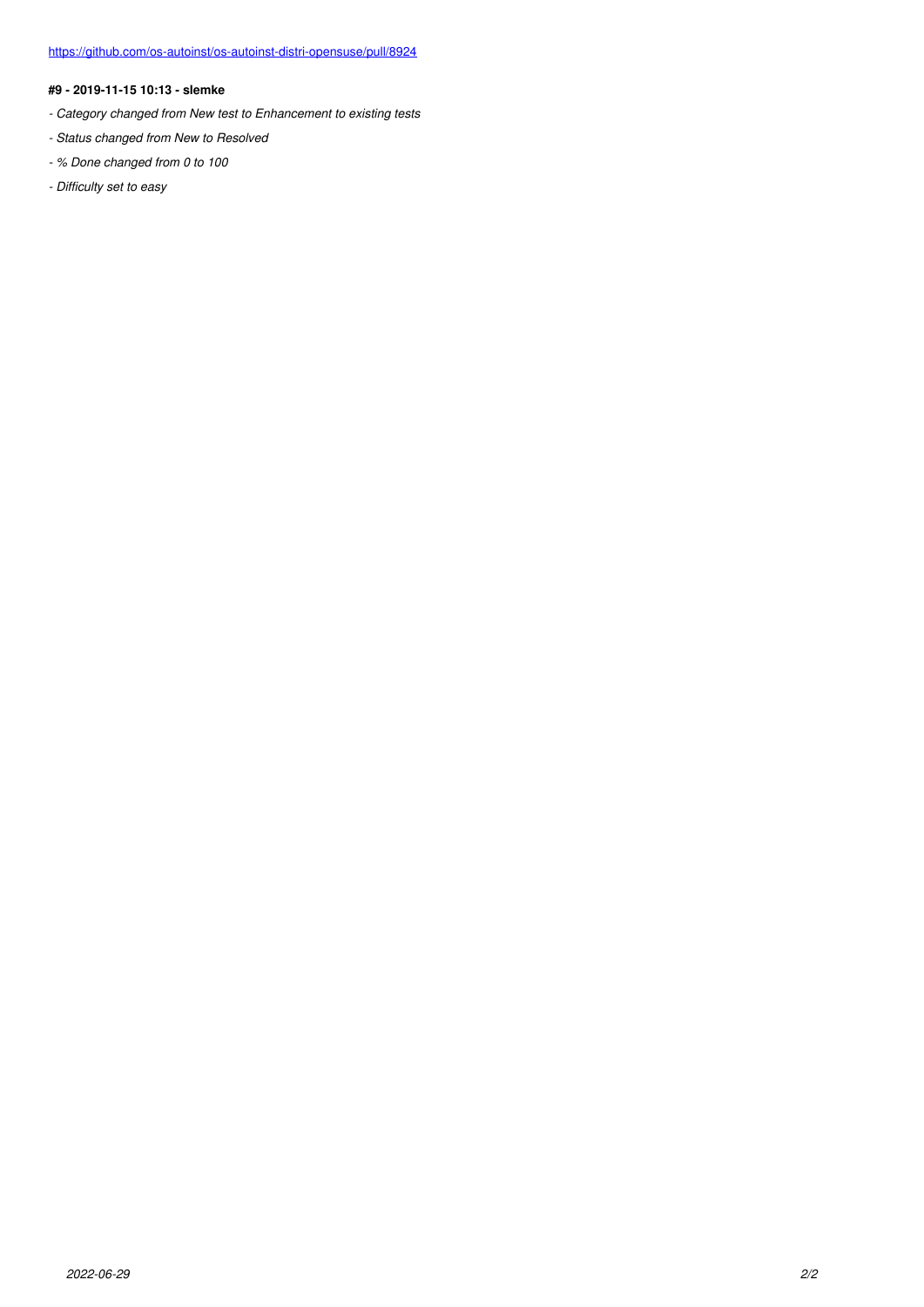https://github.com/os-autoinst/os-autoinst-distri-opensuse/pull/8924

#### #9 - 2019-11-15 10:13 - slemke

- *Category changed from New test to Enhancement to existing tests*
- *Status changed from New to Resolved*
- *% Done changed from 0 to 100*
- *Difficulty set to easy*